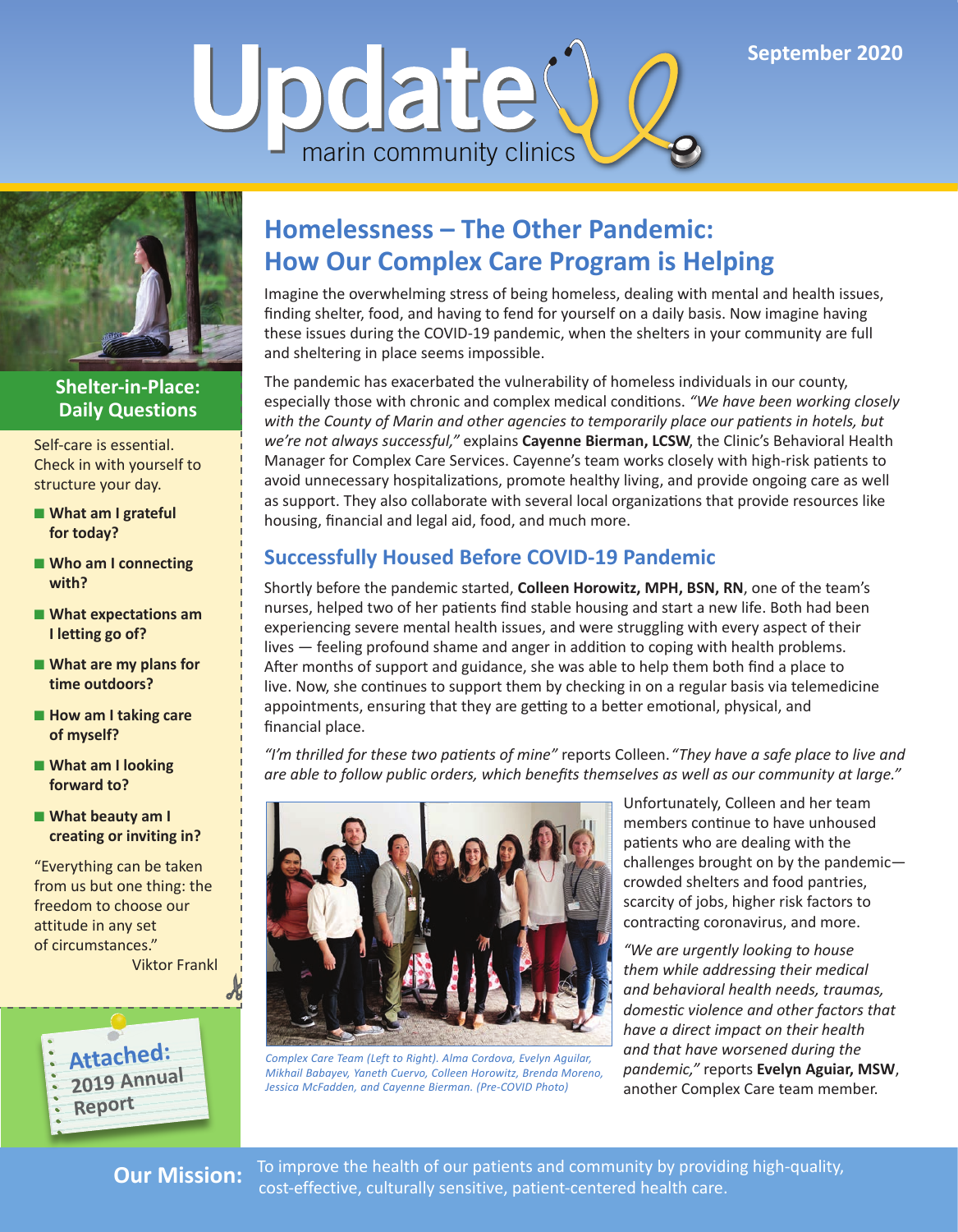# Update

marin community clinics

September 2020

# Homelessness – The Other Pandemic: How Our Complex Care Program is Helping

Imagine the overwhelming stress of being homeless, dealing with mental and health issues, finding shelter, food, and having to fend for yourself on a daily basis. Now imagine having these issues during the COVID-19 pandemic, when the shelters in your community are full and sheltering in place seems impossible.

The pandemic has exacerbated the vulnerability of homeless individuals in our county, especially those with chronic and complex medical conditions. *"We have been working closely with the County of Marin and other agencies to temporarily place our patients in hotels, but we're not always successful,"* explains **Cayenne Bierman, LCSW**, the Clinic's Behavioral Health Manager for Complex Care Services. Cayenne's team works closely with high-risk patients to avoid unnecessary hospitalizations, promote healthy living, and provide ongoing care as well as support. They also collaborate with several local organizations that provide resources like housing, financial and legal aid, food, and much more.

## Successfully Housed Before COVID-19 Pandemic

Shortly before the pandemic started, **Colleen Horowitz, MPH, BSN, RN**, one of the team's nurses, helped two of her patients find stable housing and start a new life. Both had been experiencing severe mental health issues, and were struggling with every aspect of their lives — feeling profound shame and anger in addition to coping with health problems. After months of support and guidance, she was able to help them both find a place to live. Now, she continues to support them by checking in on a regular basis via telemedicine appointments, ensuring that they are getting to a better emotional, physical, and financial place.

*"I'm thrilled for these two patients of mine"* reports Colleen. *"They have a safe place to live and are able to follow public orders, which benefits themselves as well as our community at large."*

*Complex Care Team (Left to Right). Alma Cordova, Evelyn Aguilar, Mikhail Babayev, Yaneth Cuervo, Colleen Horowitz, Brenda Moreno, Jessica McFadden, and Cayenne Bierman. (Pre-COVID Photo)*

Unfortunately, Colleen and her team members continue to have unhoused patients who are dealing with the challenges brought on by the pandemic—crowded shelters and food pantries, scarcity of jobs, higher risk factors to contracting coronavirus, and more.

*"We are urgently looking to house them while addressing their medical and behavioral health needs, traumas, domestic violence and other factors that have a direct impact on their health and that have worsened during the pandemic,"* reports **Evelyn Aguiar, MSW**, another Complex Care team member.

## Shelter-in-Place: Daily Questions

Self-care is essential. Check in with yourself to structure your day.

- **What am I grateful for today?**
- **Who am I connecting with?**
- **What expectations am I letting go of?**
- **What are my plans for time outdoors?**
- **How am I taking care of myself?**
- **What am I looking forward to?**
- **What beauty am I creating or inviting in?**

"Everything can be taken from us but one thing: the freedom to choose our attitude in any set of circumstances."
Viktor Frankl

**Attached: 2019 Annual Report**

**Our Mission:** To improve the health of our patients and community by providing high-quality, cost-effective, culturally sensitive, patient-centered health care.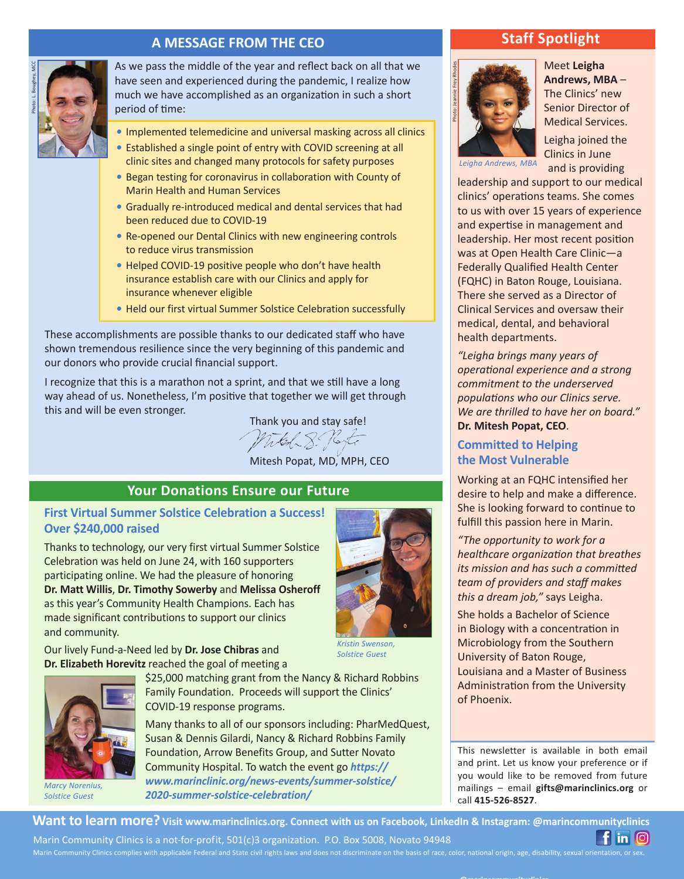## A MESSAGE FROM THE CEO

Photo: L. Boughey, MCC

As we pass the middle of the year and reflect back on all that we have seen and experienced during the pandemic, I realize how much we have accomplished as an organization in such a short period of time:

- Implemented telemedicine and universal masking across all clinics
- Established a single point of entry with COVID screening at all clinic sites and changed many protocols for safety purposes
- Began testing for coronavirus in collaboration with County of Marin Health and Human Services
- Gradually re-introduced medical and dental services that had been reduced due to COVID-19
- Re-opened our Dental Clinics with new engineering controls to reduce virus transmission
- Helped COVID-19 positive people who don't have health insurance establish care with our Clinics and apply for insurance whenever eligible
- Held our first virtual Summer Solstice Celebration successfully

These accomplishments are possible thanks to our dedicated staff who have shown tremendous resilience since the very beginning of this pandemic and our donors who provide crucial financial support.

I recognize that this is a marathon not a sprint, and that we still have a long way ahead of us. Nonetheless, I'm positive that together we will get through this and will be even stronger.

Thank you and stay safe!

Mitesh Popat, MD, MPH, CEO

## Your Donations Ensure our Future

### First Virtual Summer Solstice Celebration a Success! Over $240,000 raised

Thanks to technology, our very first virtual Summer Solstice Celebration was held on June 24, with 160 supporters participating online. We had the pleasure of honoring **Dr. Matt Willis**, **Dr. Timothy Sowerby** and **Melissa Osheroff** as this year's Community Health Champions. Each has made significant contributions to support our clinics and community.

*Kristin Swenson, Solstice Guest*

Our lively Fund-a-Need led by **Dr. Jose Chibras** and **Dr. Elizabeth Horevitz** reached the goal of meeting a $25,000 matching grant from the Nancy & Richard Robbins Family Foundation. Proceeds will support the Clinics' COVID-19 response programs.

Many thanks to all of our sponsors including: PharMedQuest, Susan & Dennis Gilardi, Nancy & Richard Robbins Family Foundation, Arrow Benefits Group, and Sutter Novato Community Hospital. To watch the event go ***https://www.marinclinic.org/news-events/summer-solstice/2020-summer-solstice-celebration/***

*Marcy Norenius, Solstice Guest*

## Staff Spotlight

Photo: Jeannie Frey Rhodes

*Leigha Andrews, MBA*

Meet **Leigha Andrews, MBA** – The Clinics' new Senior Director of Medical Services.

Leigha joined the Clinics in June and is providing leadership and support to our medical clinics' operations teams. She comes to us with over 15 years of experience and expertise in management and leadership. Her most recent position was at Open Health Care Clinic—a Federally Qualified Health Center (FQHC) in Baton Rouge, Louisiana. There she served as a Director of Clinical Services and oversaw their medical, dental, and behavioral health departments.

*"Leigha brings many years of operational experience and a strong commitment to the underserved populations who our Clinics serve. We are thrilled to have her on board."* **Dr. Mitesh Popat, CEO**.

### Committed to Helping the Most Vulnerable

Working at an FQHC intensified her desire to help and make a difference. She is looking forward to continue to fulfill this passion here in Marin.

*"The opportunity to work for a healthcare organization that breathes its mission and has such a committed team of providers and staff makes this a dream job,"* says Leigha.

She holds a Bachelor of Science in Biology with a concentration in Microbiology from the Southern University of Baton Rouge, Louisiana and a Master of Business Administration from the University of Phoenix.

This newsletter is available in both email and print. Let us know your preference or if you would like to be removed from future mailings – email **gifts@marinclinics.org** or call **415-526-8527**.

**Want to learn more? Visit www.marinclinics.org. Connect with us on Facebook, LinkedIn & Instagram: @marincommunityclinics**

Marin Community Clinics is a not-for-profit, 501(c)3 organization. P.O. Box 5008, Novato 94948

Marin Community Clinics complies with applicable Federal and State civil rights laws and does not discriminate on the basis of race, color, national origin, age, disability, sexual orientation, or sex.